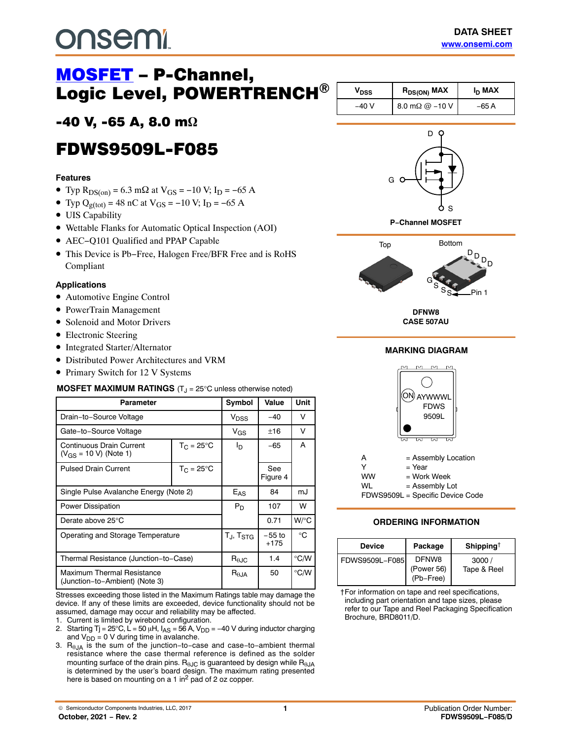onsemi

DATA SHEET
www.onsemi.com

# MOSFET – P-Channel, Logic Level, POWERTRENCH®

## -40 V, -65 A, 8.0 mΩ

# FDWS9509L-F085

| $V_{DSS}$ | $R_{DS(ON)}$ MAX | $I_D$ MAX |
|---|---|---|
| −40 V | 8.0 mΩ @ −10 V | −65 A |

P−Channel MOSFET

DFNW8
CASE 507AU

### Features

- Typ $R_{DS(on)}$ = 6.3 mΩ at $V_{GS}$ = −10 V; $I_D$ = −65 A
- Typ $Q_{g(tot)}$ = 48 nC at $V_{GS}$ = −10 V; $I_D$ = −65 A
- UIS Capability
- Wettable Flanks for Automatic Optical Inspection (AOI)
- AEC−Q101 Qualified and PPAP Capable
- This Device is Pb−Free, Halogen Free/BFR Free and is RoHS Compliant

### Applications

- Automotive Engine Control
- PowerTrain Management
- Solenoid and Motor Drivers
- Electronic Steering
- Integrated Starter/Alternator
- Distributed Power Architectures and VRM
- Primary Switch for 12 V Systems

### MOSFET MAXIMUM RATINGS ($T_J$ = 25°C unless otherwise noted)

| Parameter | | Symbol | Value | Unit |
|---|---|---|---|---|
| Drain−to−Source Voltage | | $V_{DSS}$ | −40 | V |
| Gate−to−Source Voltage | | $V_{GS}$ | ±16 | V |
| Continuous Drain Current ($V_{GS}$ = 10 V) (Note 1) | $T_C$ = 25°C | $I_D$ | −65 | A |
| Pulsed Drain Current | $T_C$ = 25°C | | See Figure 4 | |
| Single Pulse Avalanche Energy (Note 2) | | $E_{AS}$ | 84 | mJ |
| Power Dissipation | | $P_D$ | 107 | W |
| Derate above 25°C | | | 0.71 | W/°C |
| Operating and Storage Temperature | | $T_J$, $T_{STG}$ | −55 to +175 | °C |
| Thermal Resistance (Junction−to−Case) | | $R_{θJC}$ | 1.4 | °C/W |
| Maximum Thermal Resistance (Junction−to−Ambient) (Note 3) | | $R_{θJA}$ | 50 | °C/W |

Stresses exceeding those listed in the Maximum Ratings table may damage the device. If any of these limits are exceeded, device functionality should not be assumed, damage may occur and reliability may be affected.

1. Current is limited by wirebond configuration.
2. Starting Tj = 25°C, L = 50 μH, $I_{AS}$ = 56 A, $V_{DD}$ = −40 V during inductor charging and $V_{DD}$ = 0 V during time in avalanche.
3. $R_{θJA}$ is the sum of the junction−to−case and case−to−ambient thermal resistance where the case thermal reference is defined as the solder mounting surface of the drain pins. $R_{θJC}$ is guaranteed by design while $R_{θJA}$ is determined by the user's board design. The maximum rating presented here is based on mounting on a 1 in$^2$ pad of 2 oz copper.

### MARKING DIAGRAM

AYWWWL
FDWS
9509L

A = Assembly Location
Y = Year
WW = Work Week
WL = Assembly Lot
FDWS9509L = Specific Device Code

### ORDERING INFORMATION

| Device | Package | Shipping† |
|---|---|---|
| FDWS9509L−F085 | DFNW8 (Power 56) (Pb−Free) | 3000 / Tape & Reel |

†For information on tape and reel specifications, including part orientation and tape sizes, please refer to our Tape and Reel Packaging Specification Brochure, BRD8011/D.

© Semiconductor Components Industries, LLC, 2017
October, 2021 − Rev. 2

Publication Order Number:
FDWS9509L−F085/D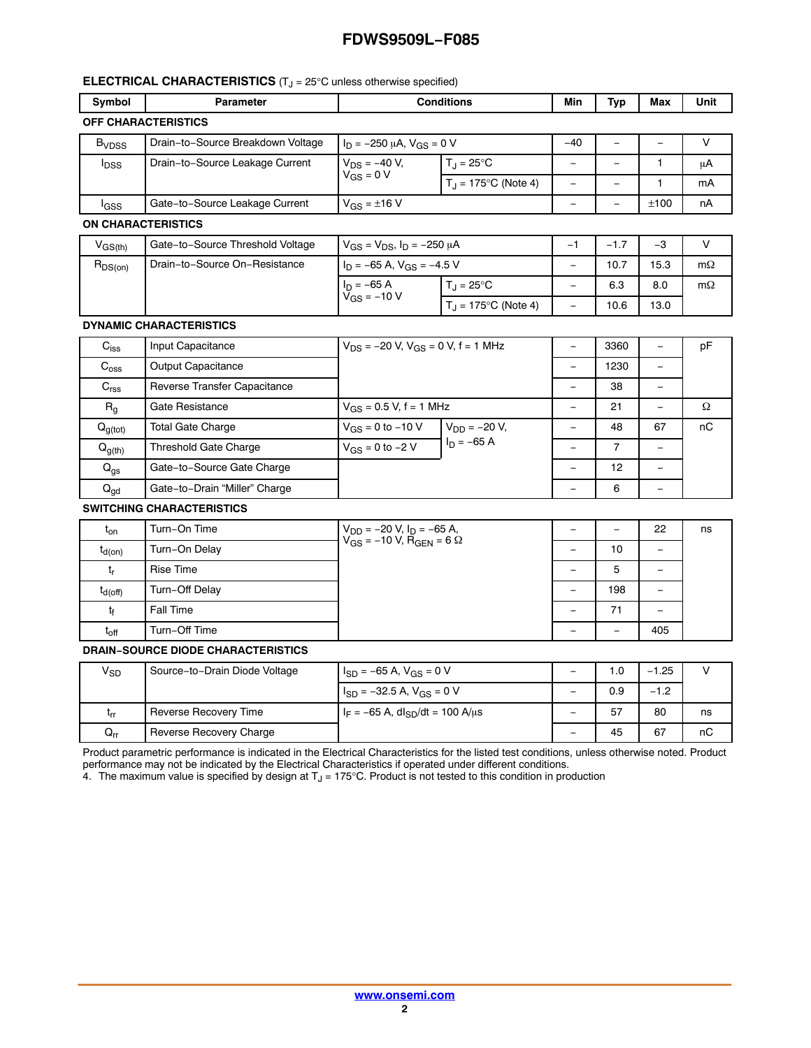## ELECTRICAL CHARACTERISTICS ($T_J$ = 25°C unless otherwise specified)

| Symbol | Parameter | Conditions | | Min | Typ | Max | Unit |
|---|---|---|---|---|---|---|---|
| **OFF CHARACTERISTICS** | | | | | | | |
| $B_{VDSS}$ | Drain−to−Source Breakdown Voltage | $I_D$ = −250 μA, $V_{GS}$ = 0 V | | −40 | − | − | V |
| $I_{DSS}$ | Drain−to−Source Leakage Current | $V_{DS}$ = −40 V, $V_{GS}$ = 0 V | $T_J$ = 25°C | − | − | 1 | μA |
| | | | $T_J$ = 175°C (Note 4) | − | − | 1 | mA |
| $I_{GSS}$ | Gate−to−Source Leakage Current | $V_{GS}$ = ±16 V | | − | − | ±100 | nA |
| **ON CHARACTERISTICS** | | | | | | | |
| $V_{GS(th)}$ | Gate−to−Source Threshold Voltage | $V_{GS}$ = $V_{DS}$, $I_D$ = −250 μA | | −1 | −1.7 | −3 | V |
| $R_{DS(on)}$ | Drain−to−Source On−Resistance | $I_D$ = −65 A, $V_{GS}$ = −4.5 V | | − | 10.7 | 15.3 | mΩ |
| | | $I_D$ = −65 A, $V_{GS}$ = −10 V | $T_J$ = 25°C | − | 6.3 | 8.0 | mΩ |
| | | | $T_J$ = 175°C (Note 4) | − | 10.6 | 13.0 | |
| **DYNAMIC CHARACTERISTICS** | | | | | | | |
| $C_{iss}$ | Input Capacitance | $V_{DS}$ = −20 V, $V_{GS}$ = 0 V, f = 1 MHz | | − | 3360 | − | pF |
| $C_{oss}$ | Output Capacitance | | | − | 1230 | − | |
| $C_{rss}$ | Reverse Transfer Capacitance | | | − | 38 | − | |
| $R_g$ | Gate Resistance | $V_{GS}$ = 0.5 V, f = 1 MHz | | − | 21 | − | Ω |
| $Q_{g(tot)}$ | Total Gate Charge | $V_{GS}$ = 0 to −10 V | $V_{DD}$ = −20 V, $I_D$ = −65 A | − | 48 | 67 | nC |
| $Q_{g(th)}$ | Threshold Gate Charge | $V_{GS}$ = 0 to −2 V | | − | 7 | − | |
| $Q_{gs}$ | Gate−to−Source Gate Charge | | | − | 12 | − | |
| $Q_{gd}$ | Gate−to−Drain "Miller" Charge | | | − | 6 | − | |
| **SWITCHING CHARACTERISTICS** | | | | | | | |
| $t_{on}$ | Turn−On Time | $V_{DD}$ = −20 V, $I_D$ = −65 A, $V_{GS}$ = −10 V, $R_{GEN}$ = 6 Ω | | − | − | 22 | ns |
| $t_{d(on)}$ | Turn−On Delay | | | − | 10 | − | |
| $t_r$ | Rise Time | | | − | 5 | − | |
| $t_{d(off)}$ | Turn−Off Delay | | | − | 198 | − | |
| $t_f$ | Fall Time | | | − | 71 | − | |
| $t_{off}$ | Turn−Off Time | | | − | − | 405 | |
| **DRAIN−SOURCE DIODE CHARACTERISTICS** | | | | | | | |
| $V_{SD}$ | Source−to−Drain Diode Voltage | $I_{SD}$ = −65 A, $V_{GS}$ = 0 V | | − | 1.0 | −1.25 | V |
| | | $I_{SD}$ = −32.5 A, $V_{GS}$ = 0 V | | − | 0.9 | −1.2 | |
| $t_{rr}$ | Reverse Recovery Time | $I_F$ = −65 A, $dI_{SD}/dt$ = 100 A/μs | | − | 57 | 80 | ns |
| $Q_{rr}$ | Reverse Recovery Charge | | | − | 45 | 67 | nC |

Product parametric performance is indicated in the Electrical Characteristics for the listed test conditions, unless otherwise noted. Product performance may not be indicated by the Electrical Characteristics if operated under different conditions.

4. The maximum value is specified by design at $T_J$ = 175°C. Product is not tested to this condition in production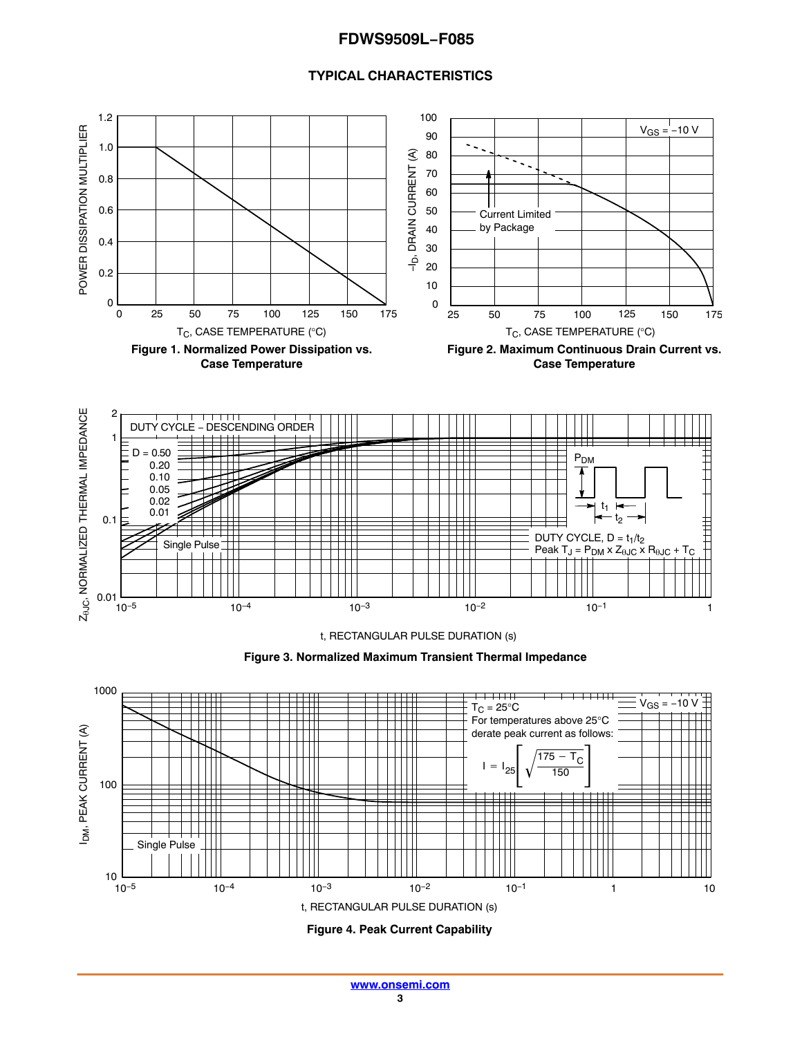## TYPICAL CHARACTERISTICS

Figure 1. Normalized Power Dissipation vs. Case Temperature

Figure 2. Maximum Continuous Drain Current vs. Case Temperature

Figure 3. Normalized Maximum Transient Thermal Impedance

Figure 4. Peak Current Capability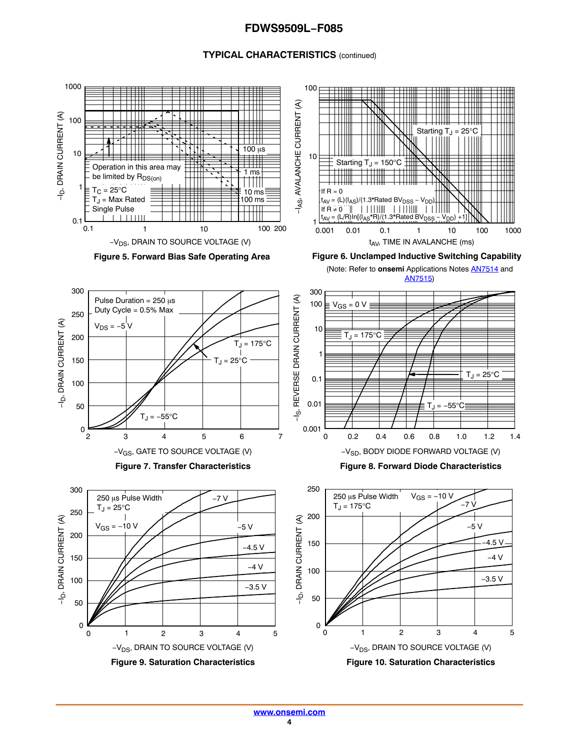## TYPICAL CHARACTERISTICS (continued)

Figure 5. Forward Bias Safe Operating Area

Figure 6. Unclamped Inductive Switching Capability

(Note: Refer to **onsemi** Applications Notes AN7514 and AN7515)

Figure 7. Transfer Characteristics

Figure 8. Forward Diode Characteristics

Figure 9. Saturation Characteristics

Figure 10. Saturation Characteristics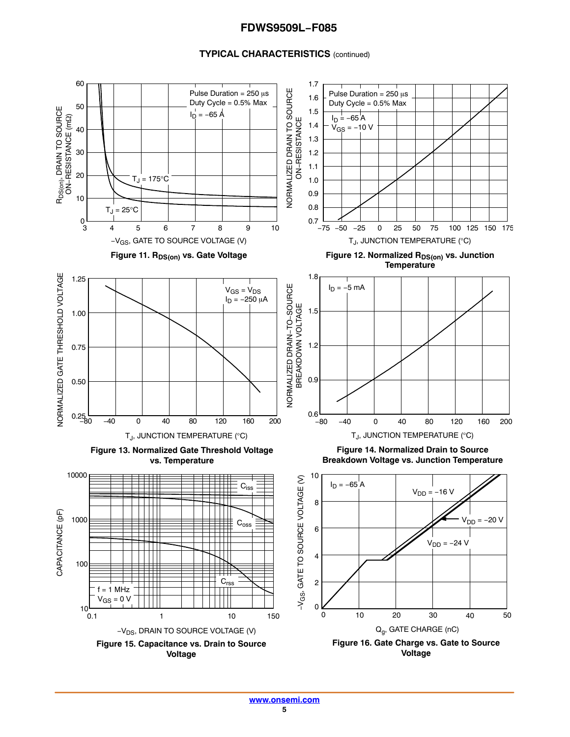## TYPICAL CHARACTERISTICS (continued)

Figure 11. $R_{DS(on)}$ vs. Gate Voltage

Figure 12. Normalized $R_{DS(on)}$ vs. Junction Temperature

Figure 13. Normalized Gate Threshold Voltage vs. Temperature

Figure 14. Normalized Drain to Source Breakdown Voltage vs. Junction Temperature

Figure 15. Capacitance vs. Drain to Source Voltage

Figure 16. Gate Charge vs. Gate to Source Voltage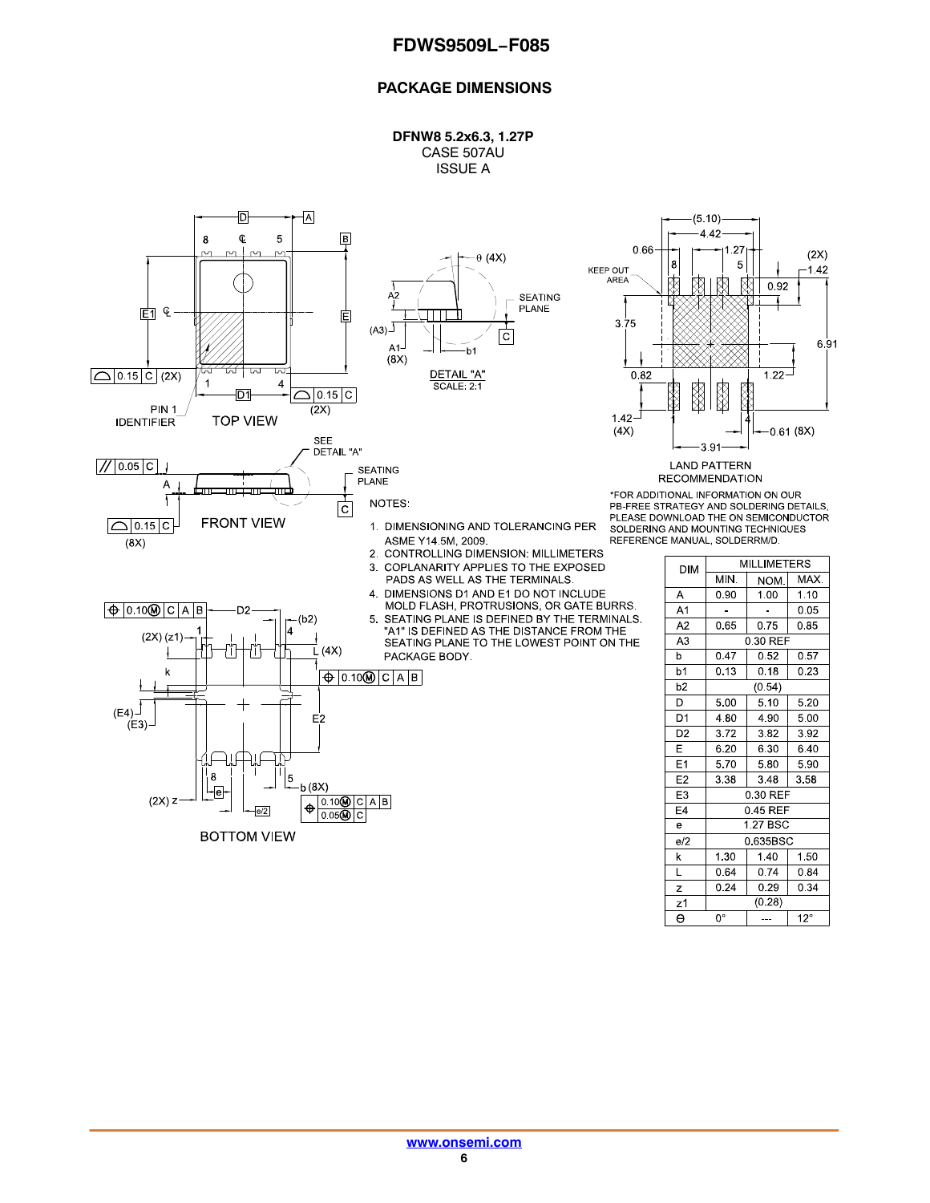## PACKAGE DIMENSIONS

**DFNW8 5.2x6.3, 1.27P**
CASE 507AU
ISSUE A

TOP VIEW

FRONT VIEW

DETAIL "A"
SCALE: 2:1

BOTTOM VIEW

LAND PATTERN RECOMMENDATION

*FOR ADDITIONAL INFORMATION ON OUR PB-FREE STRATEGY AND SOLDERING DETAILS, PLEASE DOWNLOAD THE ON SEMICONDUCTOR SOLDERING AND MOUNTING TECHNIQUES REFERENCE MANUAL, SOLDERRM/D.

NOTES:

1. DIMENSIONING AND TOLERANCING PER ASME Y14.5M, 2009.
2. CONTROLLING DIMENSION: MILLIMETERS
3. COPLANARITY APPLIES TO THE EXPOSED PADS AS WELL AS THE TERMINALS.
4. DIMENSIONS D1 AND E1 DO NOT INCLUDE MOLD FLASH, PROTRUSIONS, OR GATE BURRS.
5. SEATING PLANE IS DEFINED BY THE TERMINALS. "A1" IS DEFINED AS THE DISTANCE FROM THE SEATING PLANE TO THE LOWEST POINT ON THE PACKAGE BODY.

| DIM | MILLIMETERS | | |
|---|---|---|---|
| | MIN. | NOM. | MAX. |
| A | 0.90 | 1.00 | 1.10 |
| A1 | - | - | 0.05 |
| A2 | 0.65 | 0.75 | 0.85 |
| A3 | 0.30 REF | | |
| b | 0.47 | 0.52 | 0.57 |
| b1 | 0.13 | 0.18 | 0.23 |
| b2 | (0.54) | | |
| D | 5.00 | 5.10 | 5.20 |
| D1 | 4.80 | 4.90 | 5.00 |
| D2 | 3.72 | 3.82 | 3.92 |
| E | 6.20 | 6.30 | 6.40 |
| E1 | 5.70 | 5.80 | 5.90 |
| E2 | 3.38 | 3.48 | 3.58 |
| E3 | 0.30 REF | | |
| E4 | 0.45 REF | | |
| e | 1.27 BSC | | |
| e/2 | 0.635BSC | | |
| k | 1.30 | 1.40 | 1.50 |
| L | 0.64 | 0.74 | 0.84 |
| z | 0.24 | 0.29 | 0.34 |
| z1 | (0.28) | | |
| θ | 0° | --- | 12° |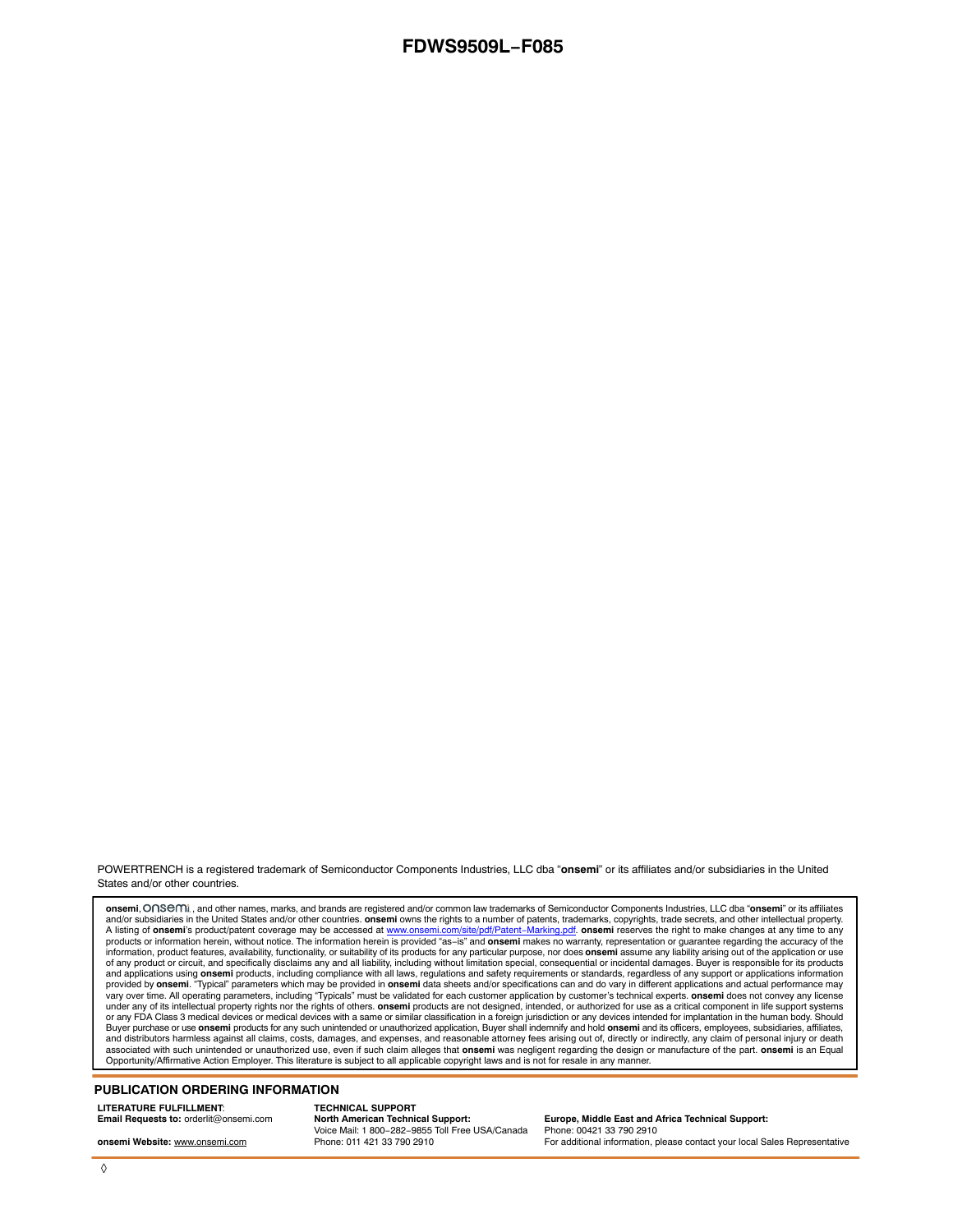POWERTRENCH is a registered trademark of Semiconductor Components Industries, LLC dba "**onsemi**" or its affiliates and/or subsidiaries in the United States and/or other countries.

**onsemi**, onsemi, , and other names, marks, and brands are registered and/or common law trademarks of Semiconductor Components Industries, LLC dba "**onsemi**" or its affiliates and/or subsidiaries in the United States and/or other countries. **onsemi** owns the rights to a number of patents, trademarks, copyrights, trade secrets, and other intellectual property. A listing of **onsemi**'s product/patent coverage may be accessed at www.onsemi.com/site/pdf/Patent−Marking.pdf. **onsemi** reserves the right to make changes at any time to any products or information herein, without notice. The information herein is provided "as−is" and **onsemi** makes no warranty, representation or guarantee regarding the accuracy of the information, product features, availability, functionality, or suitability of its products for any particular purpose, nor does **onsemi** assume any liability arising out of the application or use of any product or circuit, and specifically disclaims any and all liability, including without limitation special, consequential or incidental damages. Buyer is responsible for its products and applications using **onsemi** products, including compliance with all laws, regulations and safety requirements or standards, regardless of any support or applications information provided by **onsemi**. "Typical" parameters which may be provided in **onsemi** data sheets and/or specifications can and do vary in different applications and actual performance may vary over time. All operating parameters, including "Typicals" must be validated for each customer application by customer's technical experts. **onsemi** does not convey any license under any of its intellectual property rights nor the rights of others. **onsemi** products are not designed, intended, or authorized for use as a critical component in life support systems or any FDA Class 3 medical devices or medical devices with a same or similar classification in a foreign jurisdiction or any devices intended for implantation in the human body. Should Buyer purchase or use **onsemi** products for any such unintended or unauthorized application, Buyer shall indemnify and hold **onsemi** and its officers, employees, subsidiaries, affiliates, and distributors harmless against all claims, costs, damages, and expenses, and reasonable attorney fees arising out of, directly or indirectly, any claim of personal injury or death associated with such unintended or unauthorized use, even if such claim alleges that **onsemi** was negligent regarding the design or manufacture of the part. **onsemi** is an Equal Opportunity/Affirmative Action Employer. This literature is subject to all applicable copyright laws and is not for resale in any manner.

## PUBLICATION ORDERING INFORMATION

**LITERATURE FULFILLMENT**:
**Email Requests to:** orderlit@onsemi.com

**onsemi Website:** www.onsemi.com

**TECHNICAL SUPPORT**
**North American Technical Support:**
Voice Mail: 1 800−282−9855 Toll Free USA/Canada
Phone: 011 421 33 790 2910

**Europe, Middle East and Africa Technical Support:**
Phone: 00421 33 790 2910
For additional information, please contact your local Sales Representative